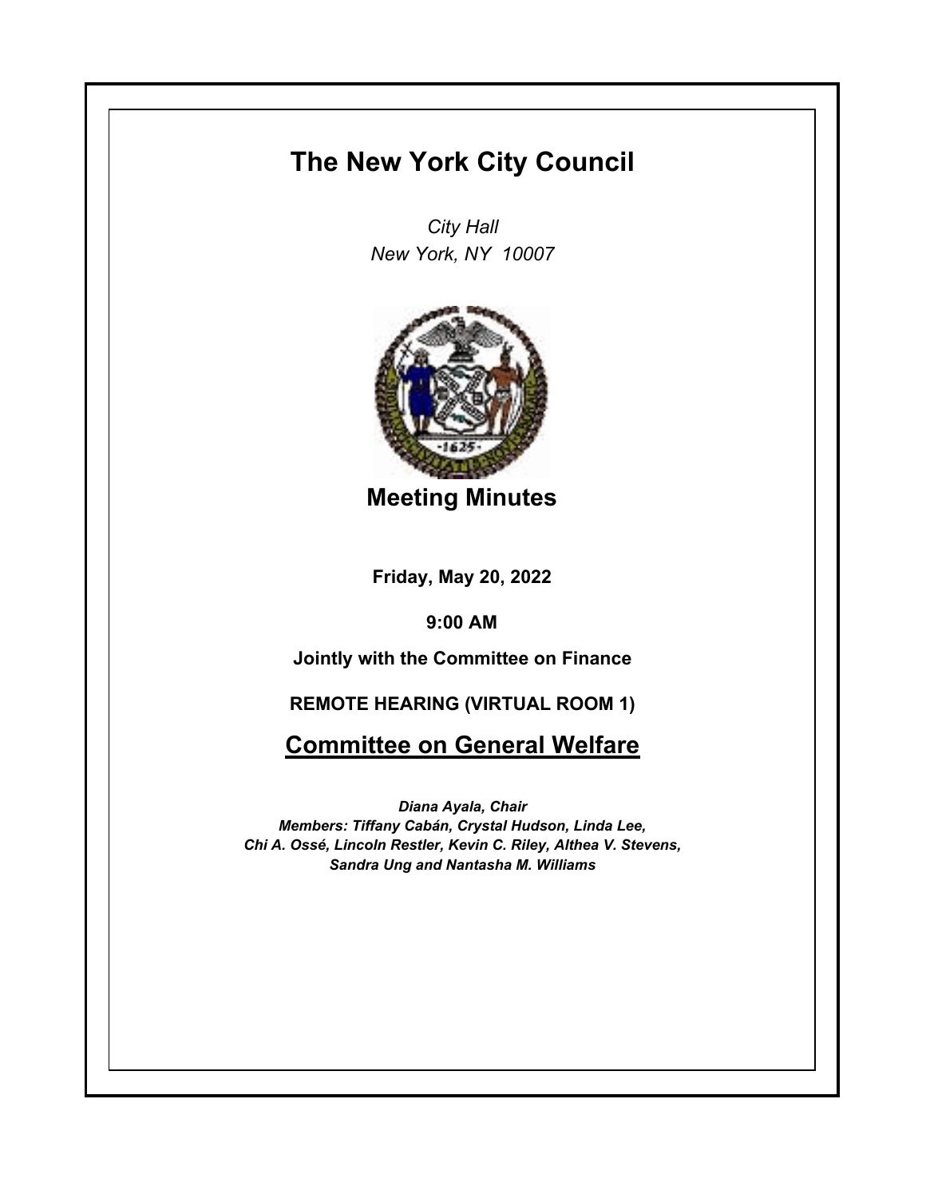# The New York City Council

*City Hall*
*New York, NY 10007*

## Meeting Minutes

**Friday, May 20, 2022**

**9:00 AM**

**Jointly with the Committee on Finance**

**REMOTE HEARING (VIRTUAL ROOM 1)**

## Committee on General Welfare

***Diana Ayala, Chair***
***Members: Tiffany Cabán, Crystal Hudson, Linda Lee, Chi A. Ossé, Lincoln Restler, Kevin C. Riley, Althea V. Stevens, Sandra Ung and Nantasha M. Williams***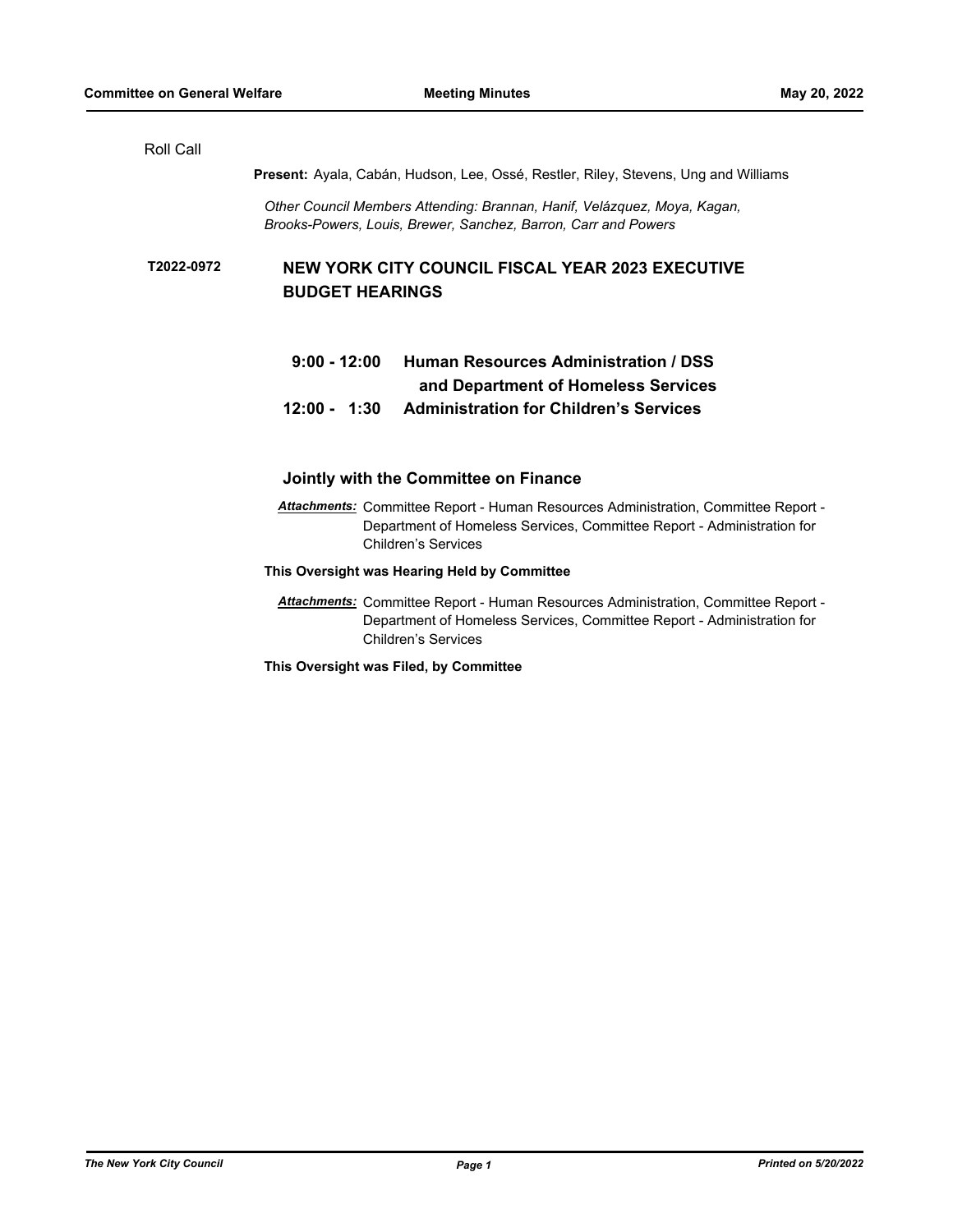Roll Call

**Present:** Ayala, Cabán, Hudson, Lee, Ossé, Restler, Riley, Stevens, Ung and Williams

*Other Council Members Attending: Brannan, Hanif, Velázquez, Moya, Kagan, Brooks-Powers, Louis, Brewer, Sanchez, Barron, Carr and Powers*

**T2022-0972**

## NEW YORK CITY COUNCIL FISCAL YEAR 2023 EXECUTIVE BUDGET HEARINGS

**9:00 - 12:00 Human Resources Administration / DSS and Department of Homeless Services**

**12:00 - 1:30 Administration for Children's Services**

### Jointly with the Committee on Finance

***Attachments:*** Committee Report - Human Resources Administration, Committee Report - Department of Homeless Services, Committee Report - Administration for Children's Services

**This Oversight was Hearing Held by Committee**

***Attachments:*** Committee Report - Human Resources Administration, Committee Report - Department of Homeless Services, Committee Report - Administration for Children's Services

**This Oversight was Filed, by Committee**